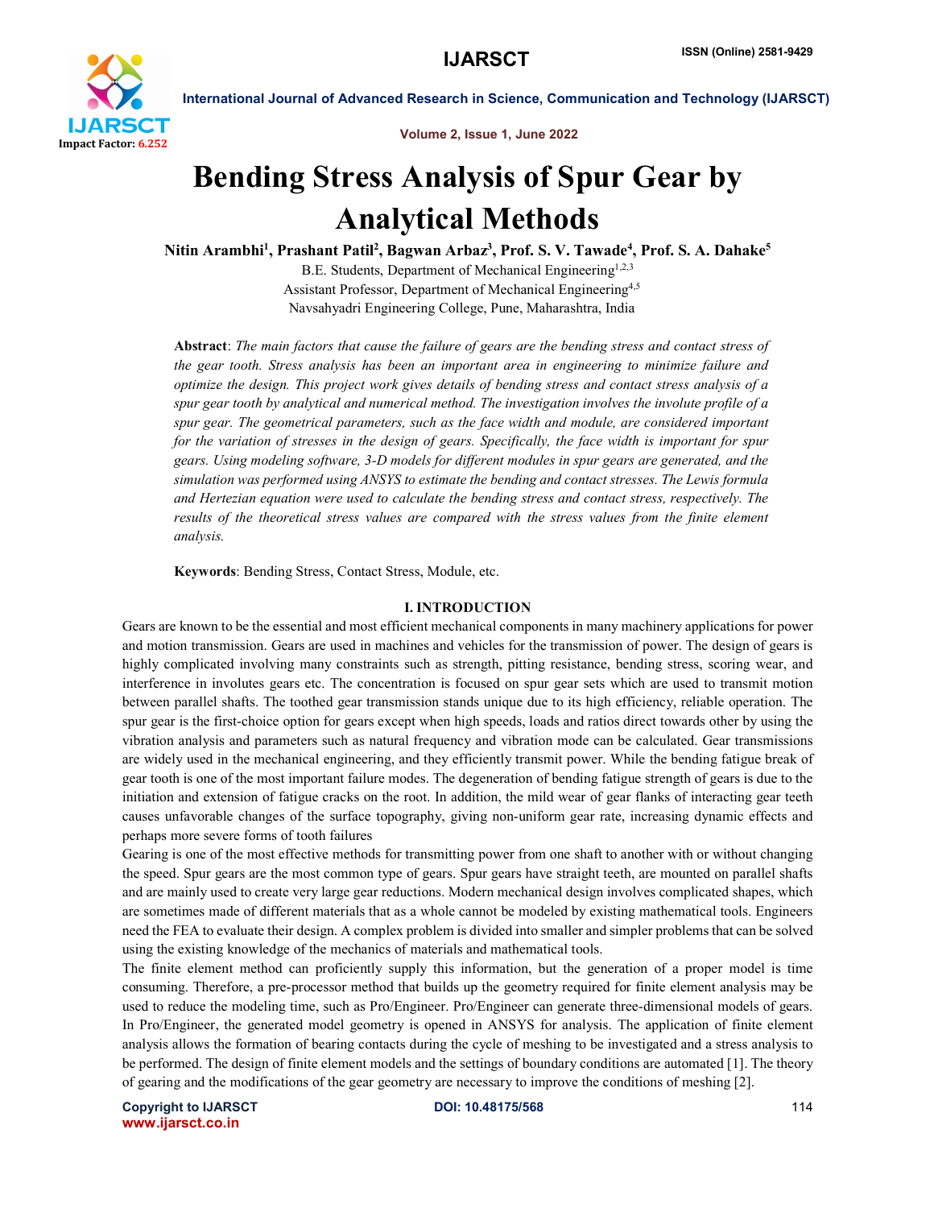# Bending Stress Analysis of Spur Gear by Analytical Methods

**Nitin Arambhi[1], Prashant Patil[2], Bagwan Arbaz[3], Prof. S. V. Tawade[4], Prof. S. A. Dahake[5]**

B.E. Students, Department of Mechanical Engineering[1,2,3]
Assistant Professor, Department of Mechanical Engineering[4,5]
Navsahyadri Engineering College, Pune, Maharashtra, India

**Abstract**: *The main factors that cause the failure of gears are the bending stress and contact stress of the gear tooth. Stress analysis has been an important area in engineering to minimize failure and optimize the design. This project work gives details of bending stress and contact stress analysis of a spur gear tooth by analytical and numerical method. The investigation involves the involute profile of a spur gear. The geometrical parameters, such as the face width and module, are considered important for the variation of stresses in the design of gears. Specifically, the face width is important for spur gears. Using modeling software, 3-D models for different modules in spur gears are generated, and the simulation was performed using ANSYS to estimate the bending and contact stresses. The Lewis formula and Hertezian equation were used to calculate the bending stress and contact stress, respectively. The results of the theoretical stress values are compared with the stress values from the finite element analysis.*

**Keywords**: Bending Stress, Contact Stress, Module, etc.

## I. INTRODUCTION

Gears are known to be the essential and most efficient mechanical components in many machinery applications for power and motion transmission. Gears are used in machines and vehicles for the transmission of power. The design of gears is highly complicated involving many constraints such as strength, pitting resistance, bending stress, scoring wear, and interference in involutes gears etc. The concentration is focused on spur gear sets which are used to transmit motion between parallel shafts. The toothed gear transmission stands unique due to its high efficiency, reliable operation. The spur gear is the first-choice option for gears except when high speeds, loads and ratios direct towards other by using the vibration analysis and parameters such as natural frequency and vibration mode can be calculated. Gear transmissions are widely used in the mechanical engineering, and they efficiently transmit power. While the bending fatigue break of gear tooth is one of the most important failure modes. The degeneration of bending fatigue strength of gears is due to the initiation and extension of fatigue cracks on the root. In addition, the mild wear of gear flanks of interacting gear teeth causes unfavorable changes of the surface topography, giving non-uniform gear rate, increasing dynamic effects and perhaps more severe forms of tooth failures

Gearing is one of the most effective methods for transmitting power from one shaft to another with or without changing the speed. Spur gears are the most common type of gears. Spur gears have straight teeth, are mounted on parallel shafts and are mainly used to create very large gear reductions. Modern mechanical design involves complicated shapes, which are sometimes made of different materials that as a whole cannot be modeled by existing mathematical tools. Engineers need the FEA to evaluate their design. A complex problem is divided into smaller and simpler problems that can be solved using the existing knowledge of the mechanics of materials and mathematical tools.

The finite element method can proficiently supply this information, but the generation of a proper model is time consuming. Therefore, a pre-processor method that builds up the geometry required for finite element analysis may be used to reduce the modeling time, such as Pro/Engineer. Pro/Engineer can generate three-dimensional models of gears. In Pro/Engineer, the generated model geometry is opened in ANSYS for analysis. The application of finite element analysis allows the formation of bearing contacts during the cycle of meshing to be investigated and a stress analysis to be performed. The design of finite element models and the settings of boundary conditions are automated [1]. The theory of gearing and the modifications of the gear geometry are necessary to improve the conditions of meshing [2].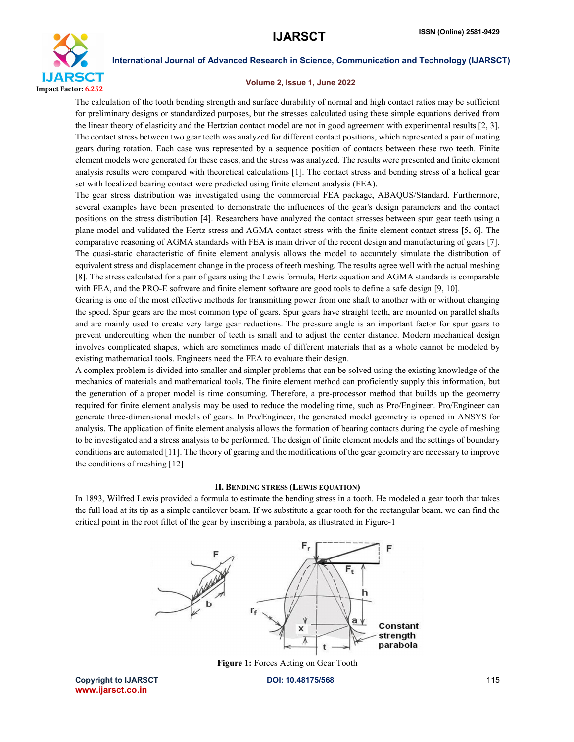The calculation of the tooth bending strength and surface durability of normal and high contact ratios may be sufficient for preliminary designs or standardized purposes, but the stresses calculated using these simple equations derived from the linear theory of elasticity and the Hertzian contact model are not in good agreement with experimental results [2, 3]. The contact stress between two gear teeth was analyzed for different contact positions, which represented a pair of mating gears during rotation. Each case was represented by a sequence position of contacts between these two teeth. Finite element models were generated for these cases, and the stress was analyzed. The results were presented and finite element analysis results were compared with theoretical calculations [1]. The contact stress and bending stress of a helical gear set with localized bearing contact were predicted using finite element analysis (FEA).

The gear stress distribution was investigated using the commercial FEA package, ABAQUS/Standard. Furthermore, several examples have been presented to demonstrate the influences of the gear's design parameters and the contact positions on the stress distribution [4]. Researchers have analyzed the contact stresses between spur gear teeth using a plane model and validated the Hertz stress and AGMA contact stress with the finite element contact stress [5, 6]. The comparative reasoning of AGMA standards with FEA is main driver of the recent design and manufacturing of gears [7]. The quasi-static characteristic of finite element analysis allows the model to accurately simulate the distribution of equivalent stress and displacement change in the process of teeth meshing. The results agree well with the actual meshing [8]. The stress calculated for a pair of gears using the Lewis formula, Hertz equation and AGMA standards is comparable with FEA, and the PRO-E software and finite element software are good tools to define a safe design [9, 10].

Gearing is one of the most effective methods for transmitting power from one shaft to another with or without changing the speed. Spur gears are the most common type of gears. Spur gears have straight teeth, are mounted on parallel shafts and are mainly used to create very large gear reductions. The pressure angle is an important factor for spur gears to prevent undercutting when the number of teeth is small and to adjust the center distance. Modern mechanical design involves complicated shapes, which are sometimes made of different materials that as a whole cannot be modeled by existing mathematical tools. Engineers need the FEA to evaluate their design.

A complex problem is divided into smaller and simpler problems that can be solved using the existing knowledge of the mechanics of materials and mathematical tools. The finite element method can proficiently supply this information, but the generation of a proper model is time consuming. Therefore, a pre-processor method that builds up the geometry required for finite element analysis may be used to reduce the modeling time, such as Pro/Engineer. Pro/Engineer can generate three-dimensional models of gears. In Pro/Engineer, the generated model geometry is opened in ANSYS for analysis. The application of finite element analysis allows the formation of bearing contacts during the cycle of meshing to be investigated and a stress analysis to be performed. The design of finite element models and the settings of boundary conditions are automated [11]. The theory of gearing and the modifications of the gear geometry are necessary to improve the conditions of meshing [12]

## II. Bending Stress (Lewis Equation)

In 1893, Wilfred Lewis provided a formula to estimate the bending stress in a tooth. He modeled a gear tooth that takes the full load at its tip as a simple cantilever beam. If we substitute a gear tooth for the rectangular beam, we can find the critical point in the root fillet of the gear by inscribing a parabola, as illustrated in Figure-1

**Figure 1:** Forces Acting on Gear Tooth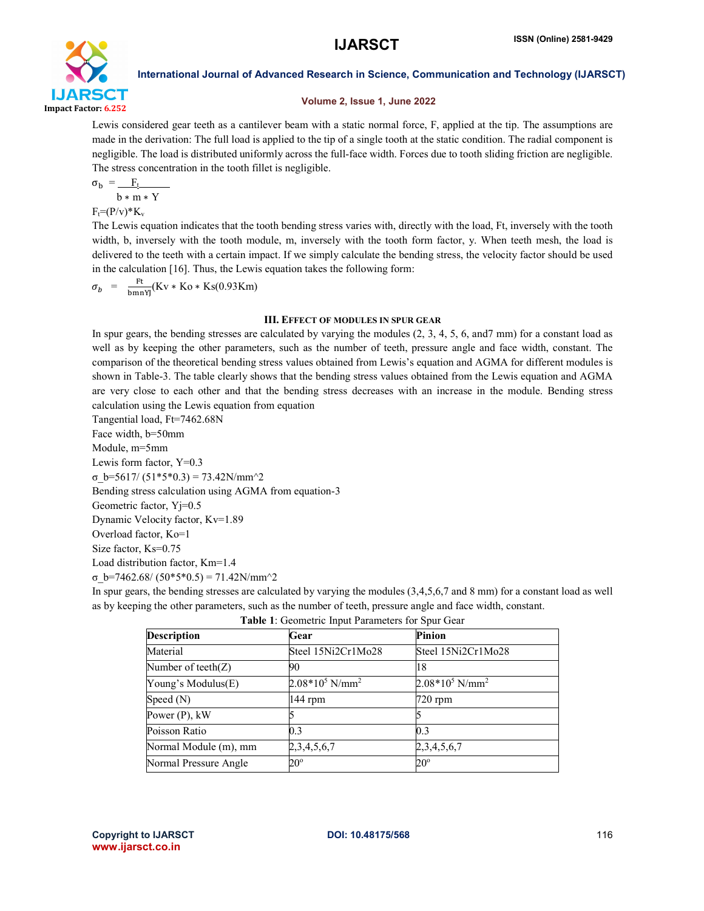Lewis considered gear teeth as a cantilever beam with a static normal force, F, applied at the tip. The assumptions are made in the derivation: The full load is applied to the tip of a single tooth at the static condition. The radial component is negligible. The load is distributed uniformly across the full-face width. Forces due to tooth sliding friction are negligible. The stress concentration in the tooth fillet is negligible.

$$\sigma_b = \frac{F_t}{b * m * Y}$$

$F_t$=(P/v)*$K_v$

The Lewis equation indicates that the tooth bending stress varies with, directly with the load, Ft, inversely with the tooth width, b, inversely with the tooth module, m, inversely with the tooth form factor, y. When teeth mesh, the load is delivered to the teeth with a certain impact. If we simply calculate the bending stress, the velocity factor should be used in the calculation [16]. Thus, the Lewis equation takes the following form:

$$\sigma_b = \frac{Ft}{bmnYJ}(Kv * Ko * Ks(0.93Km)$$

## III. Effect of Modules in Spur Gear

In spur gears, the bending stresses are calculated by varying the modules (2, 3, 4, 5, 6, and7 mm) for a constant load as well as by keeping the other parameters, such as the number of teeth, pressure angle and face width, constant. The comparison of the theoretical bending stress values obtained from Lewis's equation and AGMA for different modules is shown in Table-3. The table clearly shows that the bending stress values obtained from the Lewis equation and AGMA are very close to each other and that the bending stress decreases with an increase in the module. Bending stress calculation using the Lewis equation from equation

Tangential load, Ft=7462.68N

Face width, b=50mm

Module, m=5mm

Lewis form factor, Y=0.3

σ_b=5617/ (51*5*0.3) = 73.42N/mm^2

Bending stress calculation using AGMA from equation-3

Geometric factor, Yj=0.5

Dynamic Velocity factor, Kv=1.89

Overload factor, Ko=1

Size factor, Ks=0.75

Load distribution factor, Km=1.4

σ_b=7462.68/ (50*5*0.5) = 71.42N/mm^2

In spur gears, the bending stresses are calculated by varying the modules (3,4,5,6,7 and 8 mm) for a constant load as well as by keeping the other parameters, such as the number of teeth, pressure angle and face width, constant.

**Table 1**: Geometric Input Parameters for Spur Gear

| Description | Gear | Pinion |
|---|---|---|
| Material | Steel 15Ni2Cr1Mo28 | Steel 15Ni2Cr1Mo28 |
| Number of teeth(Z) | 90 | 18 |
| Young's Modulus(E) | $2.08*10^5$ N/mm$^2$ | $2.08*10^5$ N/mm$^2$ |
| Speed (N) | 144 rpm | 720 rpm |
| Power (P), kW | 5 | 5 |
| Poisson Ratio | 0.3 | 0.3 |
| Normal Module (m), mm | 2,3,4,5,6,7 | 2,3,4,5,6,7 |
| Normal Pressure Angle | 20° | 20° |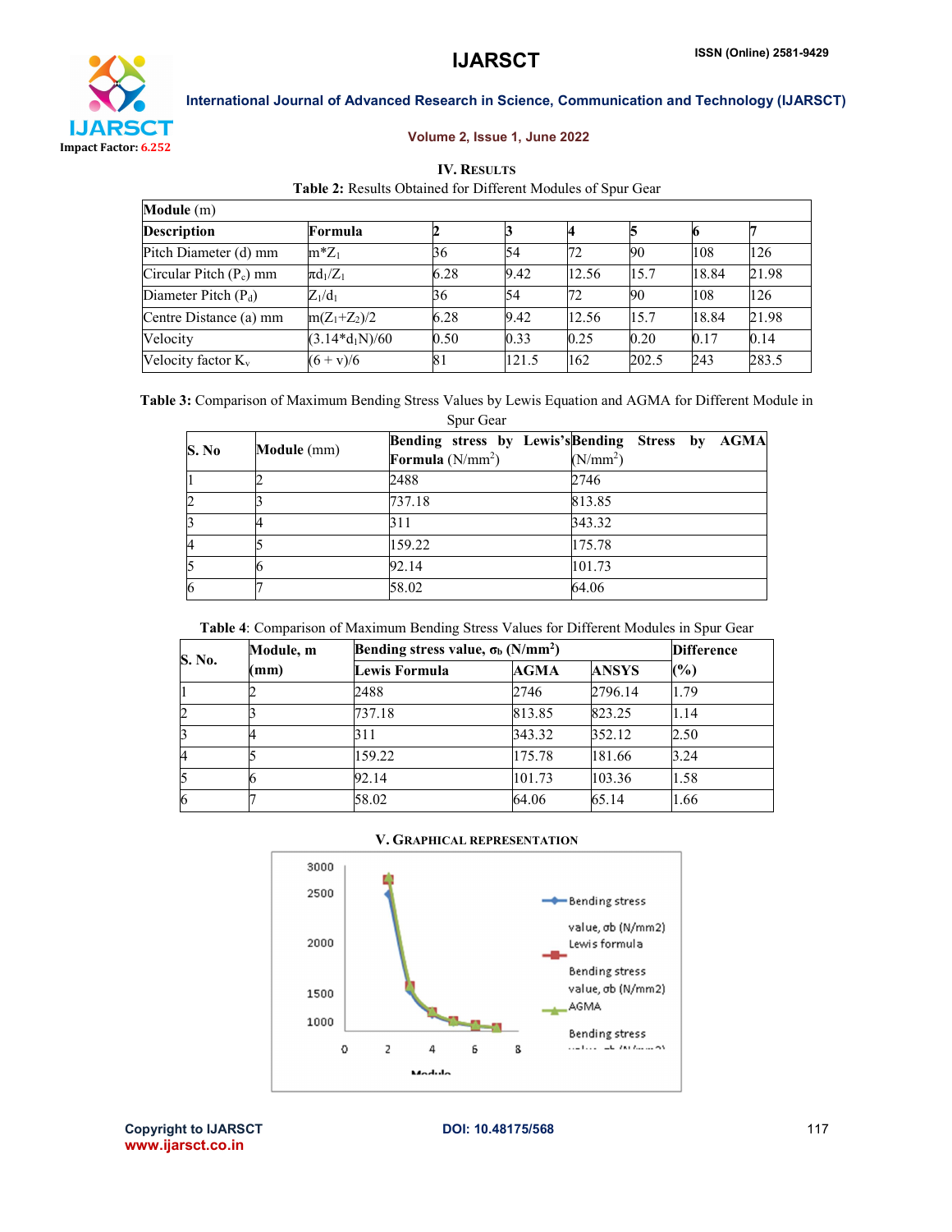## IV. Results

**Table 2:** Results Obtained for Different Modules of Spur Gear

| **Module** (m) | | | | | | | |
|---|---|---|---|---|---|---|---|
| **Description** | **Formula** | **2** | **3** | **4** | **5** | **6** | **7** |
| Pitch Diameter (d) mm | $m*Z_1$ | 36 | 54 | 72 | 90 | 108 | 126 |
| Circular Pitch ($P_c$) mm | $\pi d_1/Z_1$ | 6.28 | 9.42 | 12.56 | 15.7 | 18.84 | 21.98 |
| Diameter Pitch ($P_d$) | $Z_1/d_1$ | 36 | 54 | 72 | 90 | 108 | 126 |
| Centre Distance (a) mm | $m(Z_1+Z_2)/2$ | 6.28 | 9.42 | 12.56 | 15.7 | 18.84 | 21.98 |
| Velocity | $(3.14*d_1N)/60$ | 0.50 | 0.33 | 0.25 | 0.20 | 0.17 | 0.14 |
| Velocity factor $K_v$ | $(6 + v)/6$ | 81 | 121.5 | 162 | 202.5 | 243 | 283.5 |

**Table 3:** Comparison of Maximum Bending Stress Values by Lewis Equation and AGMA for Different Module in Spur Gear

| **S. No** | **Module** (mm) | **Bending stress by Lewis's Formula** ($N/mm^2$) | **Bending Stress by AGMA** ($N/mm^2$) |
|---|---|---|---|
| 1 | 2 | 2488 | 2746 |
| 2 | 3 | 737.18 | 813.85 |
| 3 | 4 | 311 | 343.32 |
| 4 | 5 | 159.22 | 175.78 |
| 5 | 6 | 92.14 | 101.73 |
| 6 | 7 | 58.02 | 64.06 |

**Table 4**: Comparison of Maximum Bending Stress Values for Different Modules in Spur Gear

| **S. No.** | **Module, m (mm)** | **Bending stress value, $\sigma_b$ ($N/mm^2$)** | | | **Difference (%)** |
|---|---|---|---|---|---|
| | | **Lewis Formula** | **AGMA** | **ANSYS** | |
| 1 | 2 | 2488 | 2746 | 2796.14 | 1.79 |
| 2 | 3 | 737.18 | 813.85 | 823.25 | 1.14 |
| 3 | 4 | 311 | 343.32 | 352.12 | 2.50 |
| 4 | 5 | 159.22 | 175.78 | 181.66 | 3.24 |
| 5 | 6 | 92.14 | 101.73 | 103.36 | 1.58 |
| 6 | 7 | 58.02 | 64.06 | 65.14 | 1.66 |

## V. Graphical Representation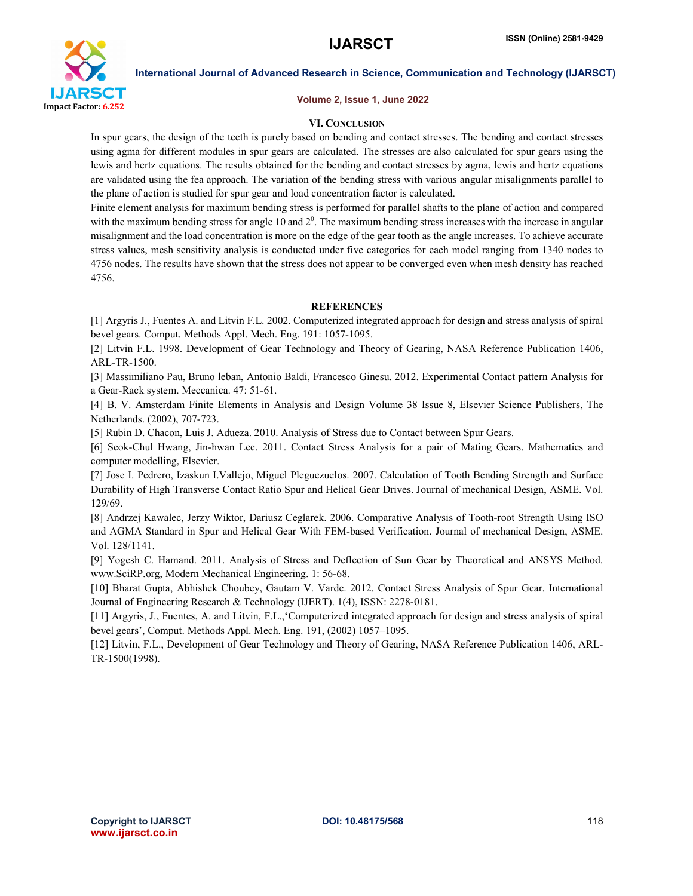## VI. Conclusion

In spur gears, the design of the teeth is purely based on bending and contact stresses. The bending and contact stresses using agma for different modules in spur gears are calculated. The stresses are also calculated for spur gears using the lewis and hertz equations. The results obtained for the bending and contact stresses by agma, lewis and hertz equations are validated using the fea approach. The variation of the bending stress with various angular misalignments parallel to the plane of action is studied for spur gear and load concentration factor is calculated.

Finite element analysis for maximum bending stress is performed for parallel shafts to the plane of action and compared with the maximum bending stress for angle 10 and $2^0$. The maximum bending stress increases with the increase in angular misalignment and the load concentration is more on the edge of the gear tooth as the angle increases. To achieve accurate stress values, mesh sensitivity analysis is conducted under five categories for each model ranging from 1340 nodes to 4756 nodes. The results have shown that the stress does not appear to be converged even when mesh density has reached 4756.

## REFERENCES

[1] Argyris J., Fuentes A. and Litvin F.L. 2002. Computerized integrated approach for design and stress analysis of spiral bevel gears. Comput. Methods Appl. Mech. Eng. 191: 1057-1095.

[2] Litvin F.L. 1998. Development of Gear Technology and Theory of Gearing, NASA Reference Publication 1406, ARL-TR-1500.

[3] Massimiliano Pau, Bruno leban, Antonio Baldi, Francesco Ginesu. 2012. Experimental Contact pattern Analysis for a Gear-Rack system. Meccanica. 47: 51-61.

[4] B. V. Amsterdam Finite Elements in Analysis and Design Volume 38 Issue 8, Elsevier Science Publishers, The Netherlands. (2002), 707-723.

[5] Rubin D. Chacon, Luis J. Adueza. 2010. Analysis of Stress due to Contact between Spur Gears.

[6] Seok-Chul Hwang, Jin-hwan Lee. 2011. Contact Stress Analysis for a pair of Mating Gears. Mathematics and computer modelling, Elsevier.

[7] Jose I. Pedrero, Izaskun I.Vallejo, Miguel Pleguezuelos. 2007. Calculation of Tooth Bending Strength and Surface Durability of High Transverse Contact Ratio Spur and Helical Gear Drives. Journal of mechanical Design, ASME. Vol. 129/69.

[8] Andrzej Kawalec, Jerzy Wiktor, Dariusz Ceglarek. 2006. Comparative Analysis of Tooth-root Strength Using ISO and AGMA Standard in Spur and Helical Gear With FEM-based Verification. Journal of mechanical Design, ASME. Vol. 128/1141.

[9] Yogesh C. Hamand. 2011. Analysis of Stress and Deflection of Sun Gear by Theoretical and ANSYS Method. www.SciRP.org, Modern Mechanical Engineering. 1: 56-68.

[10] Bharat Gupta, Abhishek Choubey, Gautam V. Varde. 2012. Contact Stress Analysis of Spur Gear. International Journal of Engineering Research & Technology (IJERT). 1(4), ISSN: 2278-0181.

[11] Argyris, J., Fuentes, A. and Litvin, F.L.,'Computerized integrated approach for design and stress analysis of spiral bevel gears', Comput. Methods Appl. Mech. Eng. 191, (2002) 1057–1095.

[12] Litvin, F.L., Development of Gear Technology and Theory of Gearing, NASA Reference Publication 1406, ARL-TR-1500(1998).